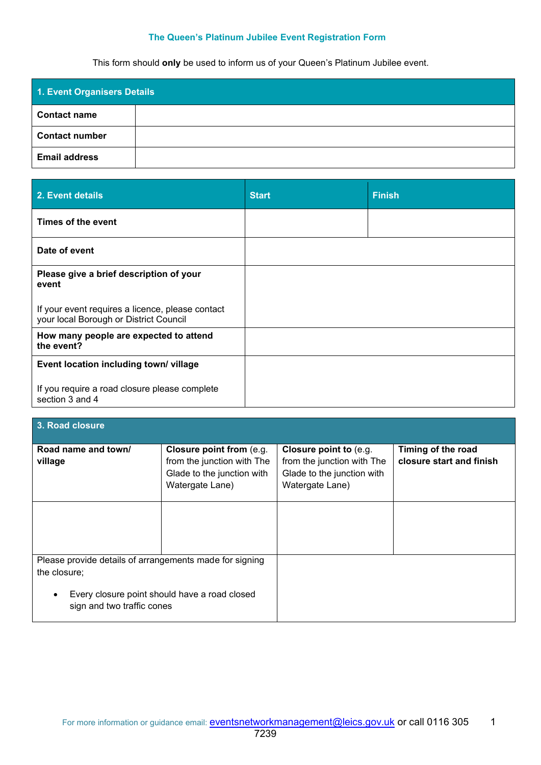# The Queen's Platinum Jubilee Event Registration Form

This form should **only** be used to inform us of your Queen's Platinum Jubilee event.

| **1. Event Organisers Details** | |
|---|---|
| **Contact name** | |
| **Contact number** | |
| **Email address** | |

| **2. Event details** | **Start** | **Finish** |
|---|---|---|
| **Times of the event** | | |
| **Date of event** | | |
| **Please give a brief description of your event**<br><br>If your event requires a licence, please contact your local Borough or District Council | | |
| **How many people are expected to attend the event?** | | |
| **Event location including town/ village**<br><br>If you require a road closure please complete section 3 and 4 | | |

| **3. Road closure** | | | |
|---|---|---|---|
| **Road name and town/ village** | **Closure point from** (e.g. from the junction with The Glade to the junction with Watergate Lane) | **Closure point to** (e.g. from the junction with The Glade to the junction with Watergate Lane) | **Timing of the road closure start and finish** |
| | | | |
| Please provide details of arrangements made for signing the closure;<br><br>• Every closure point should have a road closed sign and two traffic cones | | | |

For more information or guidance email: eventsnetworkmanagement@leics.gov.uk or call 0116 305 7239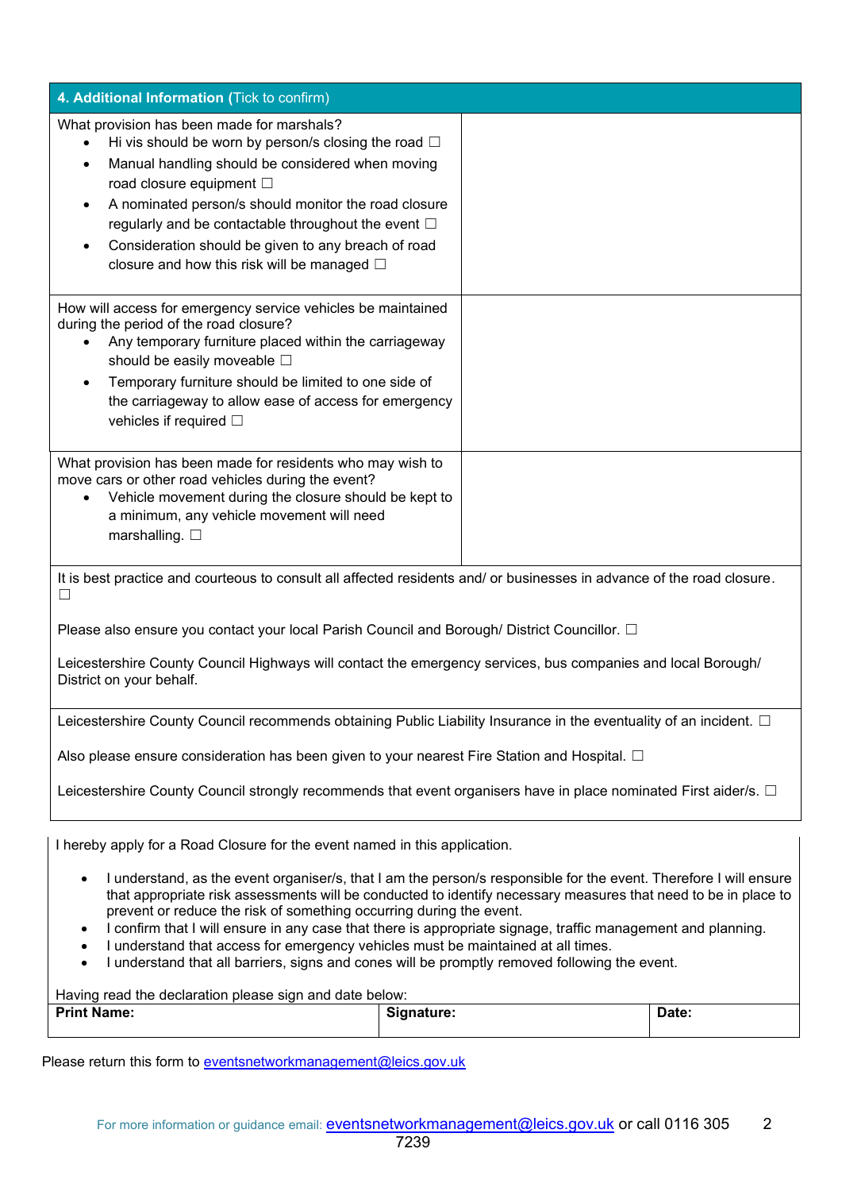| 4. Additional Information (Tick to confirm) | |
|---|---|
| What provision has been made for marshals?<br>• Hi vis should be worn by person/s closing the road ☐<br>• Manual handling should be considered when moving road closure equipment ☐<br>• A nominated person/s should monitor the road closure regularly and be contactable throughout the event ☐<br>• Consideration should be given to any breach of road closure and how this risk will be managed ☐ | |
| How will access for emergency service vehicles be maintained during the period of the road closure?<br>• Any temporary furniture placed within the carriageway should be easily moveable ☐<br>• Temporary furniture should be limited to one side of the carriageway to allow ease of access for emergency vehicles if required ☐ | |
| What provision has been made for residents who may wish to move cars or other road vehicles during the event?<br>• Vehicle movement during the closure should be kept to a minimum, any vehicle movement will need marshalling. ☐ | |
| It is best practice and courteous to consult all affected residents and/ or businesses in advance of the road closure. ☐<br><br>Please also ensure you contact your local Parish Council and Borough/ District Councillor. ☐<br><br>Leicestershire County Council Highways will contact the emergency services, bus companies and local Borough/ District on your behalf. | |
| Leicestershire County Council recommends obtaining Public Liability Insurance in the eventuality of an incident. ☐<br><br>Also please ensure consideration has been given to your nearest Fire Station and Hospital. ☐<br><br>Leicestershire County Council strongly recommends that event organisers have in place nominated First aider/s. ☐ | |

I hereby apply for a Road Closure for the event named in this application.

- I understand, as the event organiser/s, that I am the person/s responsible for the event. Therefore I will ensure that appropriate risk assessments will be conducted to identify necessary measures that need to be in place to prevent or reduce the risk of something occurring during the event.
- I confirm that I will ensure in any case that there is appropriate signage, traffic management and planning.
- I understand that access for emergency vehicles must be maintained at all times.
- I understand that all barriers, signs and cones will be promptly removed following the event.

Having read the declaration please sign and date below:

| Print Name: | Signature: | Date: |
|---|---|---|
| | | |

Please return this form to eventsnetworkmanagement@leics.gov.uk

For more information or guidance email: eventsnetworkmanagement@leics.gov.uk or call 0116 305 7239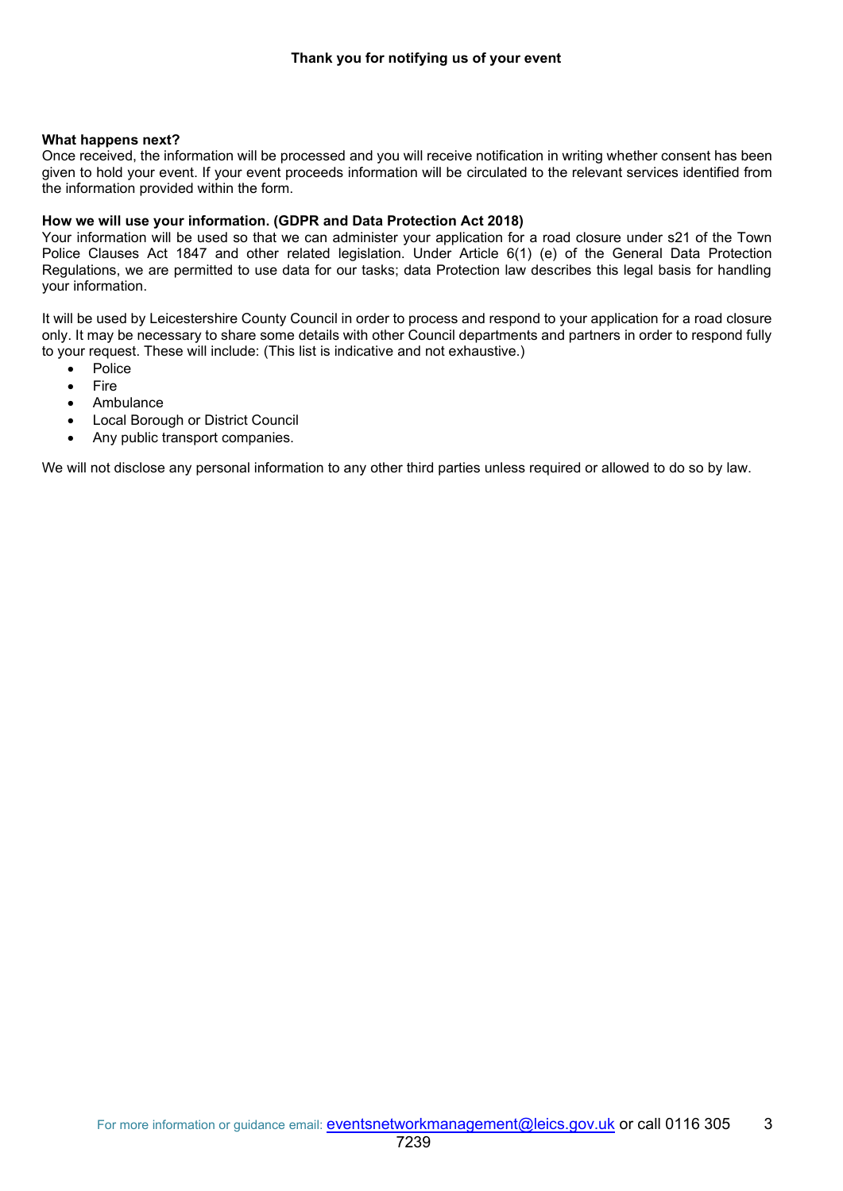**Thank you for notifying us of your event**

**What happens next?**

Once received, the information will be processed and you will receive notification in writing whether consent has been given to hold your event. If your event proceeds information will be circulated to the relevant services identified from the information provided within the form.

**How we will use your information. (GDPR and Data Protection Act 2018)**

Your information will be used so that we can administer your application for a road closure under s21 of the Town Police Clauses Act 1847 and other related legislation. Under Article 6(1) (e) of the General Data Protection Regulations, we are permitted to use data for our tasks; data Protection law describes this legal basis for handling your information.

It will be used by Leicestershire County Council in order to process and respond to your application for a road closure only. It may be necessary to share some details with other Council departments and partners in order to respond fully to your request. These will include: (This list is indicative and not exhaustive.)

- Police
- Fire
- Ambulance
- Local Borough or District Council
- Any public transport companies.

We will not disclose any personal information to any other third parties unless required or allowed to do so by law.

For more information or guidance email: eventsnetworkmanagement@leics.gov.uk or call 0116 305 7239